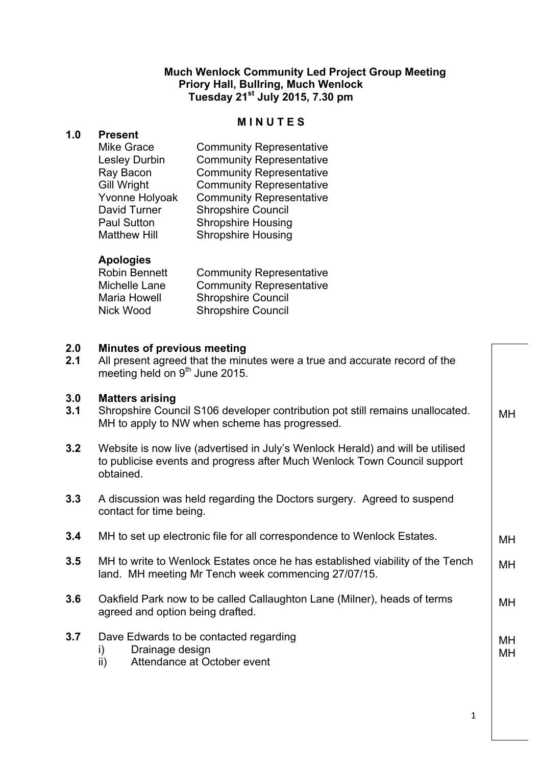**Much Wenlock Community Led Project Group Meeting**
**Priory Hall, Bullring, Much Wenlock**
**Tuesday 21st July 2015, 7.30 pm**

**M I N U T E S**

## 1.0 Present

| | |
|---|---|
| Mike Grace | Community Representative |
| Lesley Durbin | Community Representative |
| Ray Bacon | Community Representative |
| Gill Wright | Community Representative |
| Yvonne Holyoak | Community Representative |
| David Turner | Shropshire Council |
| Paul Sutton | Shropshire Housing |
| Matthew Hill | Shropshire Housing |

**Apologies**

| | |
|---|---|
| Robin Bennett | Community Representative |
| Michelle Lane | Community Representative |
| Maria Howell | Shropshire Council |
| Nick Wood | Shropshire Council |

## 2.0 Minutes of previous meeting

**2.1** All present agreed that the minutes were a true and accurate record of the meeting held on 9th June 2015.

## 3.0 Matters arising

**3.1** Shropshire Council S106 developer contribution pot still remains unallocated. MH to apply to NW when scheme has progressed. — MH

**3.2** Website is now live (advertised in July's Wenlock Herald) and will be utilised to publicise events and progress after Much Wenlock Town Council support obtained.

**3.3** A discussion was held regarding the Doctors surgery. Agreed to suspend contact for time being.

**3.4** MH to set up electronic file for all correspondence to Wenlock Estates. — MH

**3.5** MH to write to Wenlock Estates once he has established viability of the Tench land. MH meeting Mr Tench week commencing 27/07/15. — MH

**3.6** Oakfield Park now to be called Callaughton Lane (Milner), heads of terms agreed and option being drafted. — MH

**3.7** Dave Edwards to be contacted regarding

i) Drainage design — MH
ii) Attendance at October event — MH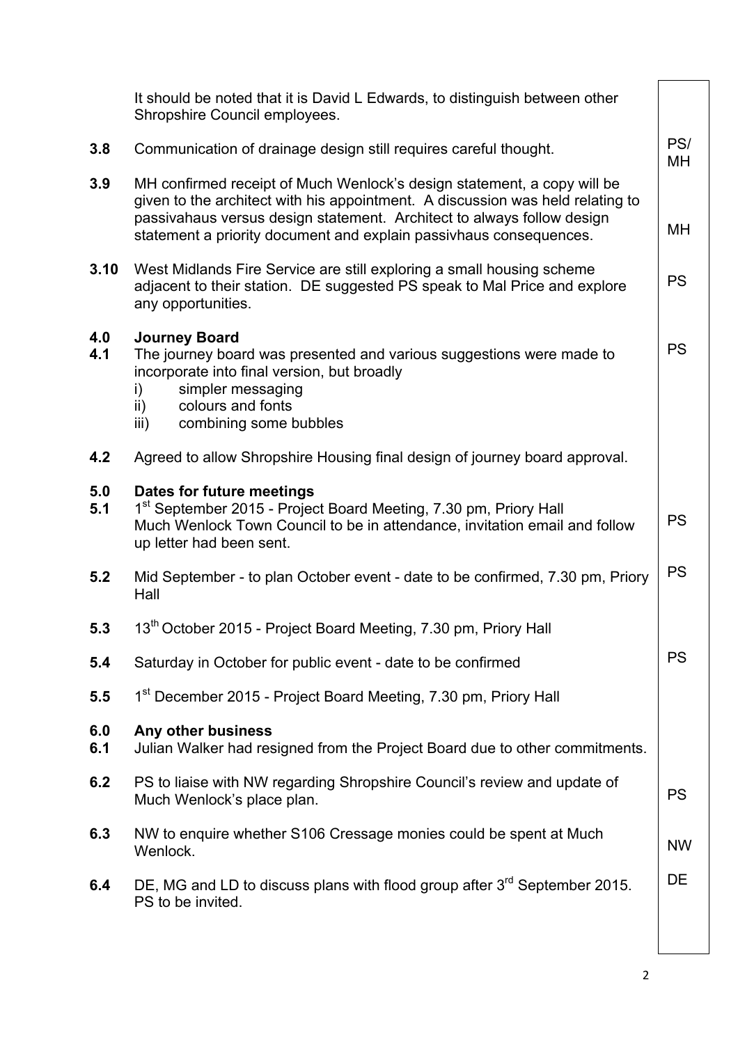| | | |
|---|---|---|
| | It should be noted that it is David L Edwards, to distinguish between other Shropshire Council employees. | |
| **3.8** | Communication of drainage design still requires careful thought. | PS/ MH |
| **3.9** | MH confirmed receipt of Much Wenlock's design statement, a copy will be given to the architect with his appointment. A discussion was held relating to passivahaus versus design statement. Architect to always follow design statement a priority document and explain passivhaus consequences. | MH |
| **3.10** | West Midlands Fire Service are still exploring a small housing scheme adjacent to their station. DE suggested PS speak to Mal Price and explore any opportunities. | PS |
| **4.0** | **Journey Board** | |
| **4.1** | The journey board was presented and various suggestions were made to incorporate into final version, but broadly<br>i) simpler messaging<br>ii) colours and fonts<br>iii) combining some bubbles | PS |
| **4.2** | Agreed to allow Shropshire Housing final design of journey board approval. | |
| **5.0** | **Dates for future meetings** | |
| **5.1** | 1st September 2015 - Project Board Meeting, 7.30 pm, Priory Hall<br>Much Wenlock Town Council to be in attendance, invitation email and follow up letter had been sent. | PS |
| **5.2** | Mid September - to plan October event - date to be confirmed, 7.30 pm, Priory Hall | PS |
| **5.3** | 13th October 2015 - Project Board Meeting, 7.30 pm, Priory Hall | |
| **5.4** | Saturday in October for public event - date to be confirmed | PS |
| **5.5** | 1st December 2015 - Project Board Meeting, 7.30 pm, Priory Hall | |
| **6.0** | **Any other business** | |
| **6.1** | Julian Walker had resigned from the Project Board due to other commitments. | |
| **6.2** | PS to liaise with NW regarding Shropshire Council's review and update of Much Wenlock's place plan. | PS |
| **6.3** | NW to enquire whether S106 Cressage monies could be spent at Much Wenlock. | NW |
| **6.4** | DE, MG and LD to discuss plans with flood group after 3rd September 2015. PS to be invited. | DE |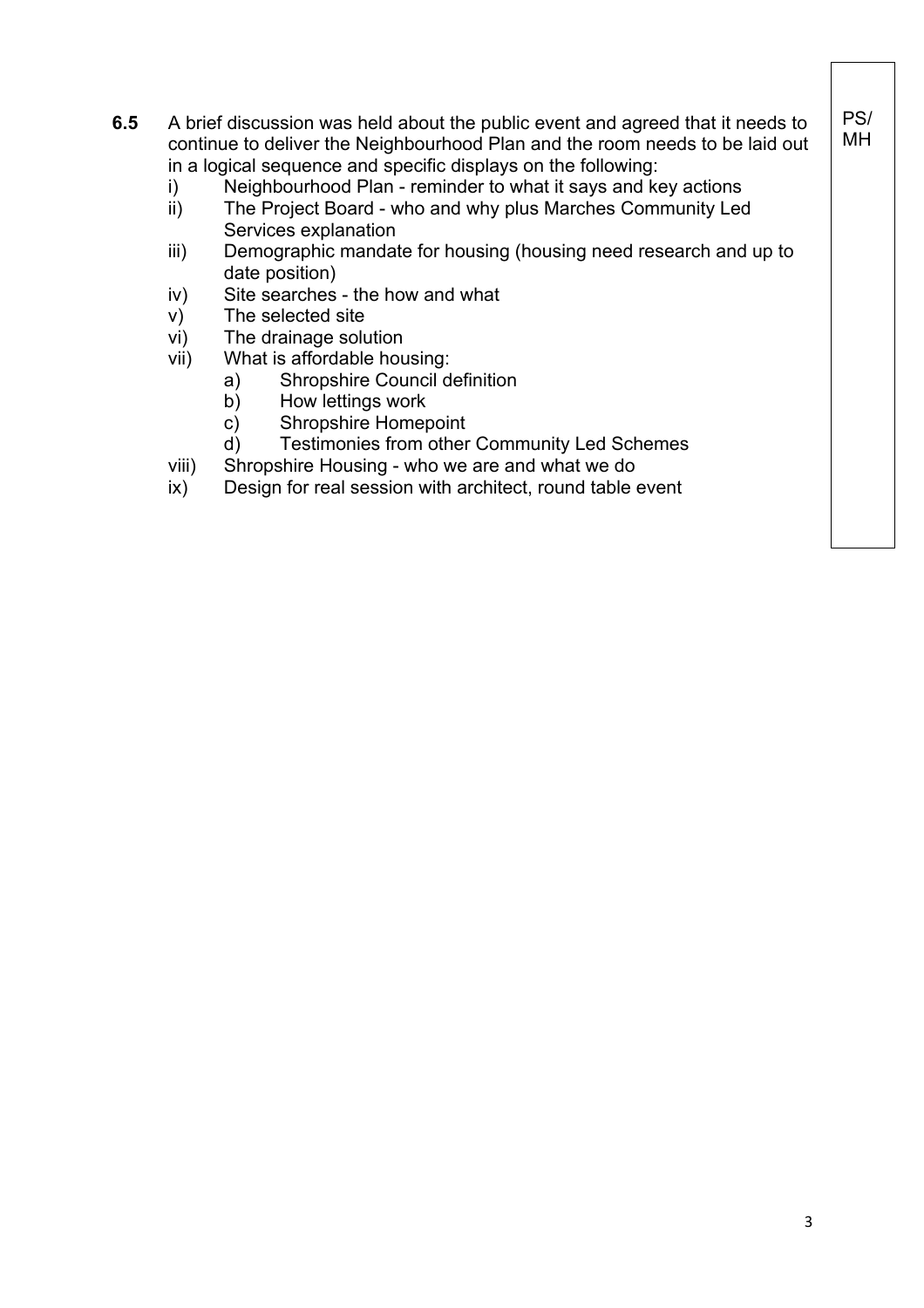**6.5** A brief discussion was held about the public event and agreed that it needs to continue to deliver the Neighbourhood Plan and the room needs to be laid out in a logical sequence and specific displays on the following:

i) Neighbourhood Plan - reminder to what it says and key actions
ii) The Project Board - who and why plus Marches Community Led Services explanation
iii) Demographic mandate for housing (housing need research and up to date position)
iv) Site searches - the how and what
v) The selected site
vi) The drainage solution
vii) What is affordable housing:
   a) Shropshire Council definition
   b) How lettings work
   c) Shropshire Homepoint
   d) Testimonies from other Community Led Schemes
viii) Shropshire Housing - who we are and what we do
ix) Design for real session with architect, round table event

PS/ MH